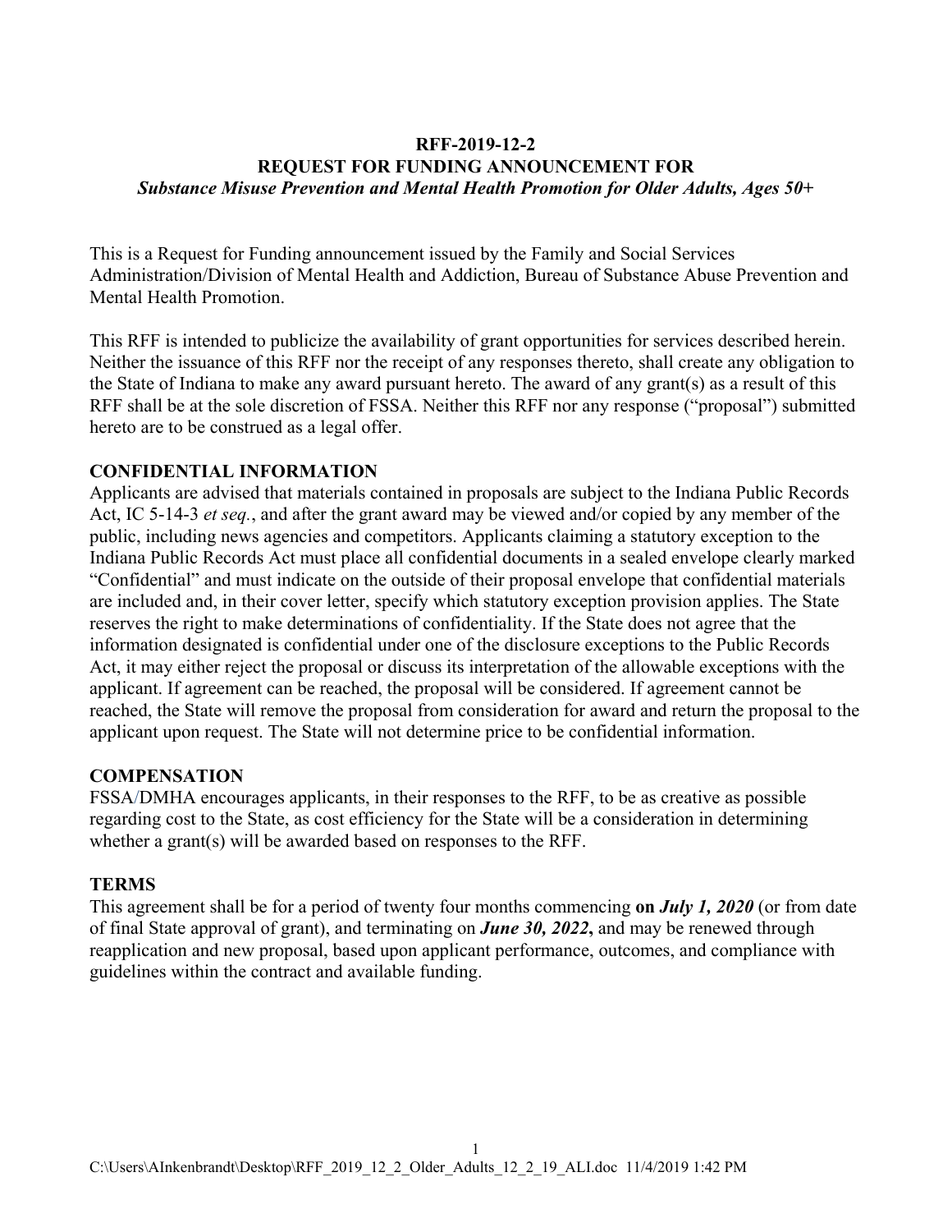**RFF-2019-12-2**
**REQUEST FOR FUNDING ANNOUNCEMENT FOR**
***Substance Misuse Prevention and Mental Health Promotion for Older Adults, Ages 50+***

This is a Request for Funding announcement issued by the Family and Social Services Administration/Division of Mental Health and Addiction, Bureau of Substance Abuse Prevention and Mental Health Promotion.

This RFF is intended to publicize the availability of grant opportunities for services described herein. Neither the issuance of this RFF nor the receipt of any responses thereto, shall create any obligation to the State of Indiana to make any award pursuant hereto. The award of any grant(s) as a result of this RFF shall be at the sole discretion of FSSA. Neither this RFF nor any response ("proposal") submitted hereto are to be construed as a legal offer.

## CONFIDENTIAL INFORMATION

Applicants are advised that materials contained in proposals are subject to the Indiana Public Records Act, IC 5-14-3 *et seq.*, and after the grant award may be viewed and/or copied by any member of the public, including news agencies and competitors. Applicants claiming a statutory exception to the Indiana Public Records Act must place all confidential documents in a sealed envelope clearly marked "Confidential" and must indicate on the outside of their proposal envelope that confidential materials are included and, in their cover letter, specify which statutory exception provision applies. The State reserves the right to make determinations of confidentiality. If the State does not agree that the information designated is confidential under one of the disclosure exceptions to the Public Records Act, it may either reject the proposal or discuss its interpretation of the allowable exceptions with the applicant. If agreement can be reached, the proposal will be considered. If agreement cannot be reached, the State will remove the proposal from consideration for award and return the proposal to the applicant upon request. The State will not determine price to be confidential information.

## COMPENSATION

FSSA/DMHA encourages applicants, in their responses to the RFF, to be as creative as possible regarding cost to the State, as cost efficiency for the State will be a consideration in determining whether a grant(s) will be awarded based on responses to the RFF.

## TERMS

This agreement shall be for a period of twenty four months commencing **on *July 1, 2020*** (or from date of final State approval of grant), and terminating on ***June 30, 2022*,** and may be renewed through reapplication and new proposal, based upon applicant performance, outcomes, and compliance with guidelines within the contract and available funding.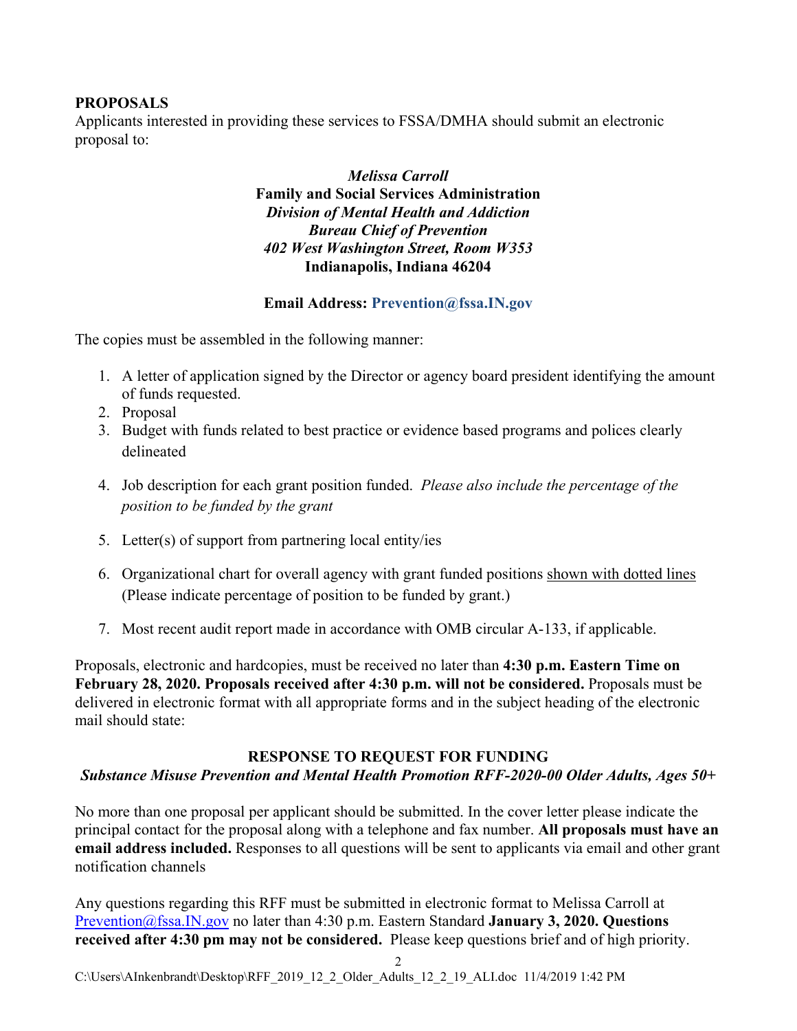## PROPOSALS

Applicants interested in providing these services to FSSA/DMHA should submit an electronic proposal to:

*Melissa Carroll*
**Family and Social Services Administration**
***Division of Mental Health and Addiction***
***Bureau Chief of Prevention***
***402 West Washington Street, Room W353***
**Indianapolis, Indiana 46204**

**Email Address: Prevention@fssa.IN.gov**

The copies must be assembled in the following manner:

1. A letter of application signed by the Director or agency board president identifying the amount of funds requested.
2. Proposal
3. Budget with funds related to best practice or evidence based programs and polices clearly delineated
4. Job description for each grant position funded. *Please also include the percentage of the position to be funded by the grant*
5. Letter(s) of support from partnering local entity/ies
6. Organizational chart for overall agency with grant funded positions shown with dotted lines (Please indicate percentage of position to be funded by grant.)
7. Most recent audit report made in accordance with OMB circular A-133, if applicable.

Proposals, electronic and hardcopies, must be received no later than **4:30 p.m. Eastern Time on February 28, 2020. Proposals received after 4:30 p.m. will not be considered.** Proposals must be delivered in electronic format with all appropriate forms and in the subject heading of the electronic mail should state:

**RESPONSE TO REQUEST FOR FUNDING**
***Substance Misuse Prevention and Mental Health Promotion RFF-2020-00 Older Adults, Ages 50+***

No more than one proposal per applicant should be submitted. In the cover letter please indicate the principal contact for the proposal along with a telephone and fax number. **All proposals must have an email address included.** Responses to all questions will be sent to applicants via email and other grant notification channels

Any questions regarding this RFF must be submitted in electronic format to Melissa Carroll at Prevention@fssa.IN.gov no later than 4:30 p.m. Eastern Standard **January 3, 2020. Questions received after 4:30 pm may not be considered.** Please keep questions brief and of high priority.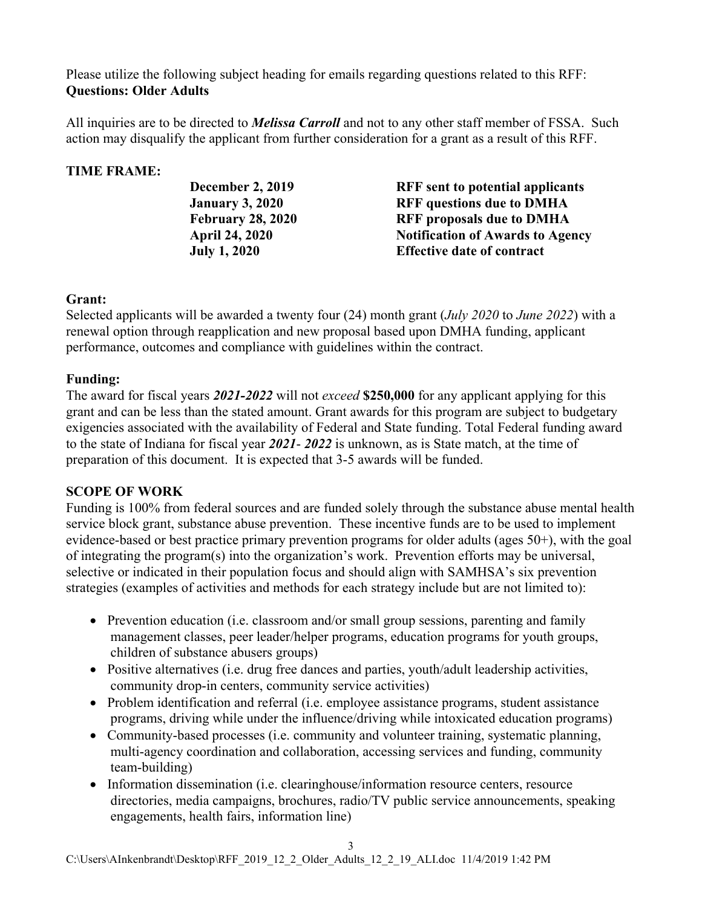Please utilize the following subject heading for emails regarding questions related to this RFF:
**Questions: Older Adults**

All inquiries are to be directed to ***Melissa Carroll*** and not to any other staff member of FSSA. Such action may disqualify the applicant from further consideration for a grant as a result of this RFF.

**TIME FRAME:**

| | |
|---|---|
| **December 2, 2019** | **RFF sent to potential applicants** |
| **January 3, 2020** | **RFF questions due to DMHA** |
| **February 28, 2020** | **RFF proposals due to DMHA** |
| **April 24, 2020** | **Notification of Awards to Agency** |
| **July 1, 2020** | **Effective date of contract** |

**Grant:**
Selected applicants will be awarded a twenty four (24) month grant (*July 2020* to *June 2022*) with a renewal option through reapplication and new proposal based upon DMHA funding, applicant performance, outcomes and compliance with guidelines within the contract.

**Funding:**
The award for fiscal years ***2021-2022*** will not *exceed* **$250,000** for any applicant applying for this grant and can be less than the stated amount. Grant awards for this program are subject to budgetary exigencies associated with the availability of Federal and State funding. Total Federal funding award to the state of Indiana for fiscal year ***2021- 2022*** is unknown, as is State match, at the time of preparation of this document. It is expected that 3-5 awards will be funded.

**SCOPE OF WORK**
Funding is 100% from federal sources and are funded solely through the substance abuse mental health service block grant, substance abuse prevention. These incentive funds are to be used to implement evidence-based or best practice primary prevention programs for older adults (ages 50+), with the goal of integrating the program(s) into the organization's work. Prevention efforts may be universal, selective or indicated in their population focus and should align with SAMHSA's six prevention strategies (examples of activities and methods for each strategy include but are not limited to):

- Prevention education (i.e. classroom and/or small group sessions, parenting and family management classes, peer leader/helper programs, education programs for youth groups, children of substance abusers groups)
- Positive alternatives (i.e. drug free dances and parties, youth/adult leadership activities, community drop-in centers, community service activities)
- Problem identification and referral (i.e. employee assistance programs, student assistance programs, driving while under the influence/driving while intoxicated education programs)
- Community-based processes (i.e. community and volunteer training, systematic planning, multi-agency coordination and collaboration, accessing services and funding, community team-building)
- Information dissemination (i.e. clearinghouse/information resource centers, resource directories, media campaigns, brochures, radio/TV public service announcements, speaking engagements, health fairs, information line)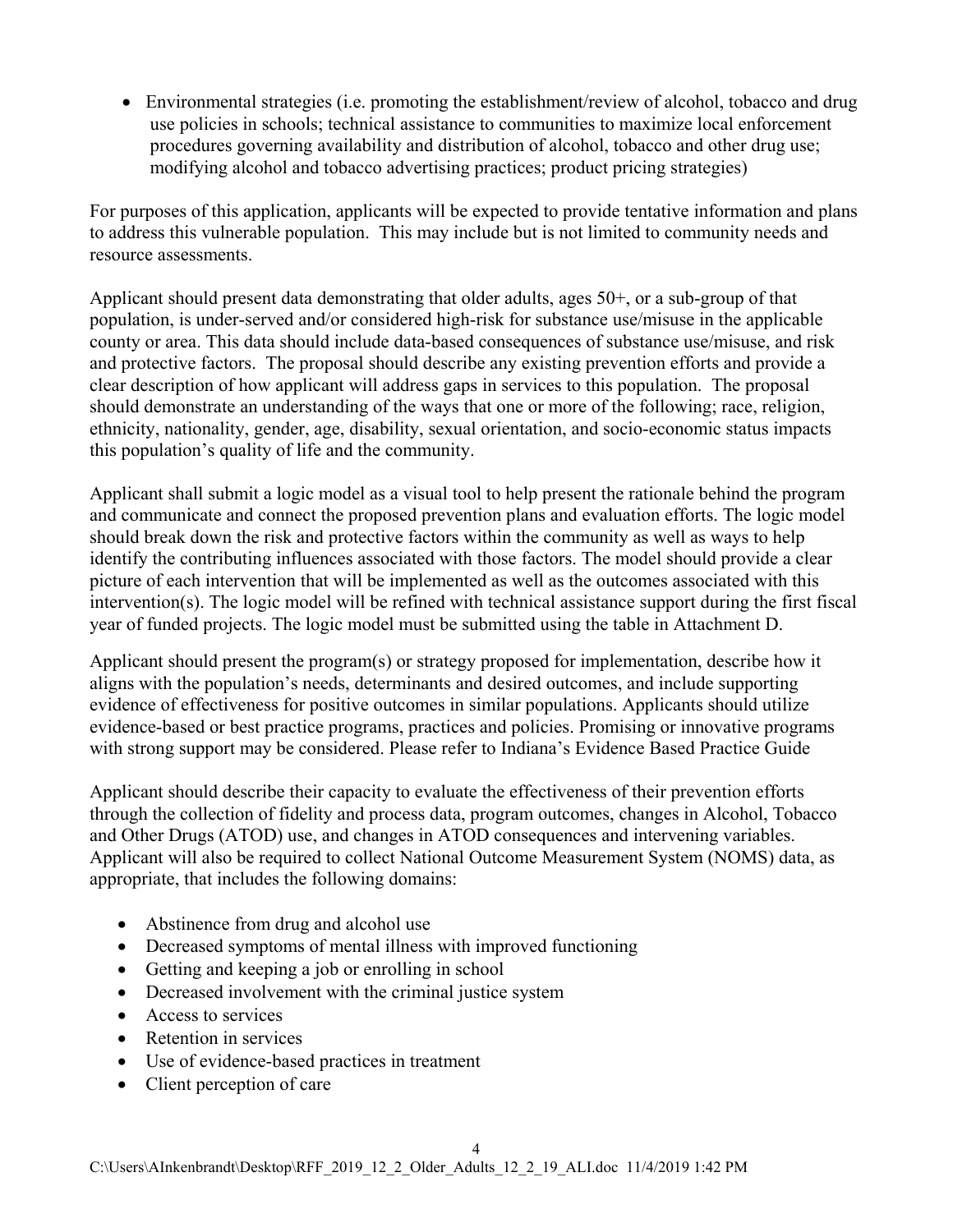- Environmental strategies (i.e. promoting the establishment/review of alcohol, tobacco and drug use policies in schools; technical assistance to communities to maximize local enforcement procedures governing availability and distribution of alcohol, tobacco and other drug use; modifying alcohol and tobacco advertising practices; product pricing strategies)

For purposes of this application, applicants will be expected to provide tentative information and plans to address this vulnerable population. This may include but is not limited to community needs and resource assessments.

Applicant should present data demonstrating that older adults, ages 50+, or a sub-group of that population, is under-served and/or considered high-risk for substance use/misuse in the applicable county or area. This data should include data-based consequences of substance use/misuse, and risk and protective factors. The proposal should describe any existing prevention efforts and provide a clear description of how applicant will address gaps in services to this population. The proposal should demonstrate an understanding of the ways that one or more of the following; race, religion, ethnicity, nationality, gender, age, disability, sexual orientation, and socio-economic status impacts this population's quality of life and the community.

Applicant shall submit a logic model as a visual tool to help present the rationale behind the program and communicate and connect the proposed prevention plans and evaluation efforts. The logic model should break down the risk and protective factors within the community as well as ways to help identify the contributing influences associated with those factors. The model should provide a clear picture of each intervention that will be implemented as well as the outcomes associated with this intervention(s). The logic model will be refined with technical assistance support during the first fiscal year of funded projects. The logic model must be submitted using the table in Attachment D.

Applicant should present the program(s) or strategy proposed for implementation, describe how it aligns with the population's needs, determinants and desired outcomes, and include supporting evidence of effectiveness for positive outcomes in similar populations. Applicants should utilize evidence-based or best practice programs, practices and policies. Promising or innovative programs with strong support may be considered. Please refer to Indiana's Evidence Based Practice Guide

Applicant should describe their capacity to evaluate the effectiveness of their prevention efforts through the collection of fidelity and process data, program outcomes, changes in Alcohol, Tobacco and Other Drugs (ATOD) use, and changes in ATOD consequences and intervening variables. Applicant will also be required to collect National Outcome Measurement System (NOMS) data, as appropriate, that includes the following domains:

- Abstinence from drug and alcohol use
- Decreased symptoms of mental illness with improved functioning
- Getting and keeping a job or enrolling in school
- Decreased involvement with the criminal justice system
- Access to services
- Retention in services
- Use of evidence-based practices in treatment
- Client perception of care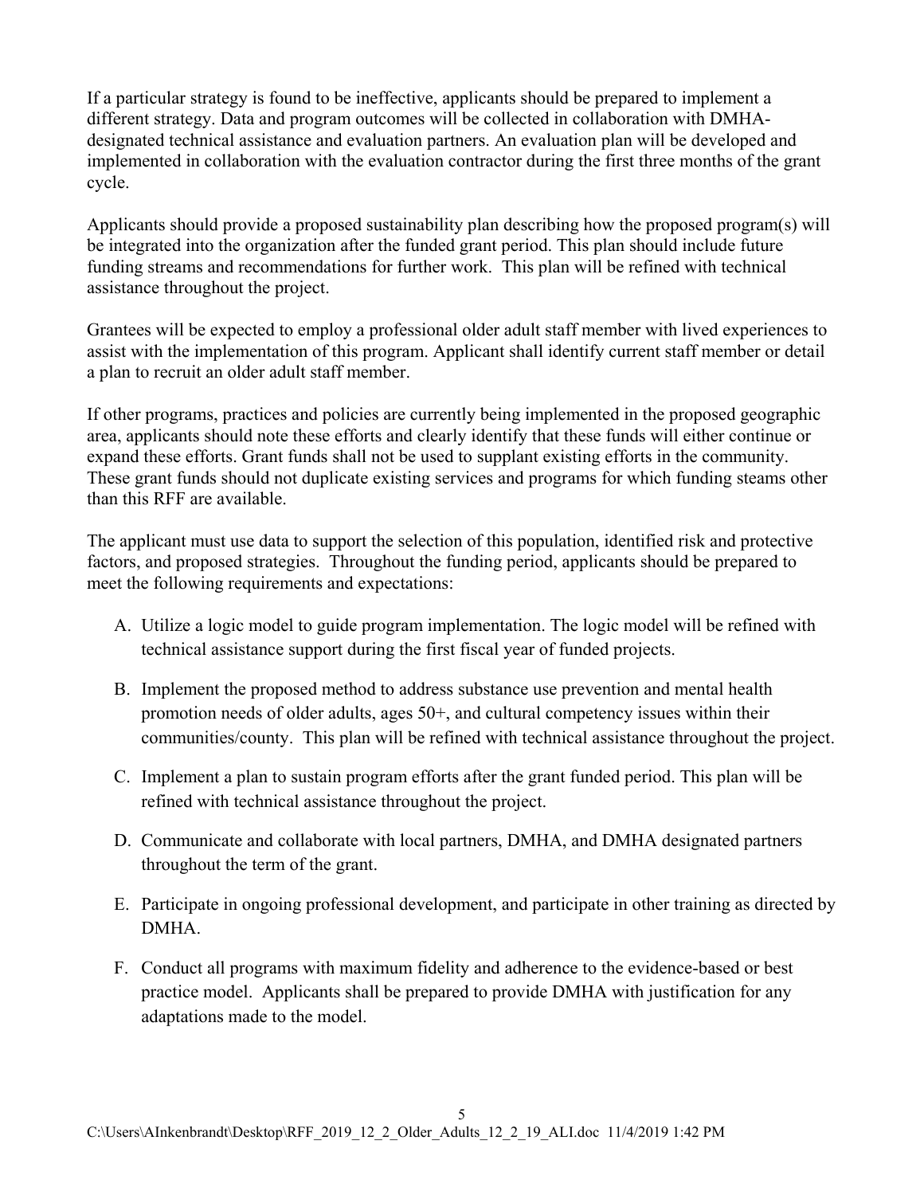If a particular strategy is found to be ineffective, applicants should be prepared to implement a different strategy. Data and program outcomes will be collected in collaboration with DMHA-designated technical assistance and evaluation partners. An evaluation plan will be developed and implemented in collaboration with the evaluation contractor during the first three months of the grant cycle.

Applicants should provide a proposed sustainability plan describing how the proposed program(s) will be integrated into the organization after the funded grant period. This plan should include future funding streams and recommendations for further work. This plan will be refined with technical assistance throughout the project.

Grantees will be expected to employ a professional older adult staff member with lived experiences to assist with the implementation of this program. Applicant shall identify current staff member or detail a plan to recruit an older adult staff member.

If other programs, practices and policies are currently being implemented in the proposed geographic area, applicants should note these efforts and clearly identify that these funds will either continue or expand these efforts. Grant funds shall not be used to supplant existing efforts in the community. These grant funds should not duplicate existing services and programs for which funding steams other than this RFF are available.

The applicant must use data to support the selection of this population, identified risk and protective factors, and proposed strategies. Throughout the funding period, applicants should be prepared to meet the following requirements and expectations:

A. Utilize a logic model to guide program implementation. The logic model will be refined with technical assistance support during the first fiscal year of funded projects.

B. Implement the proposed method to address substance use prevention and mental health promotion needs of older adults, ages 50+, and cultural competency issues within their communities/county. This plan will be refined with technical assistance throughout the project.

C. Implement a plan to sustain program efforts after the grant funded period. This plan will be refined with technical assistance throughout the project.

D. Communicate and collaborate with local partners, DMHA, and DMHA designated partners throughout the term of the grant.

E. Participate in ongoing professional development, and participate in other training as directed by DMHA.

F. Conduct all programs with maximum fidelity and adherence to the evidence-based or best practice model. Applicants shall be prepared to provide DMHA with justification for any adaptations made to the model.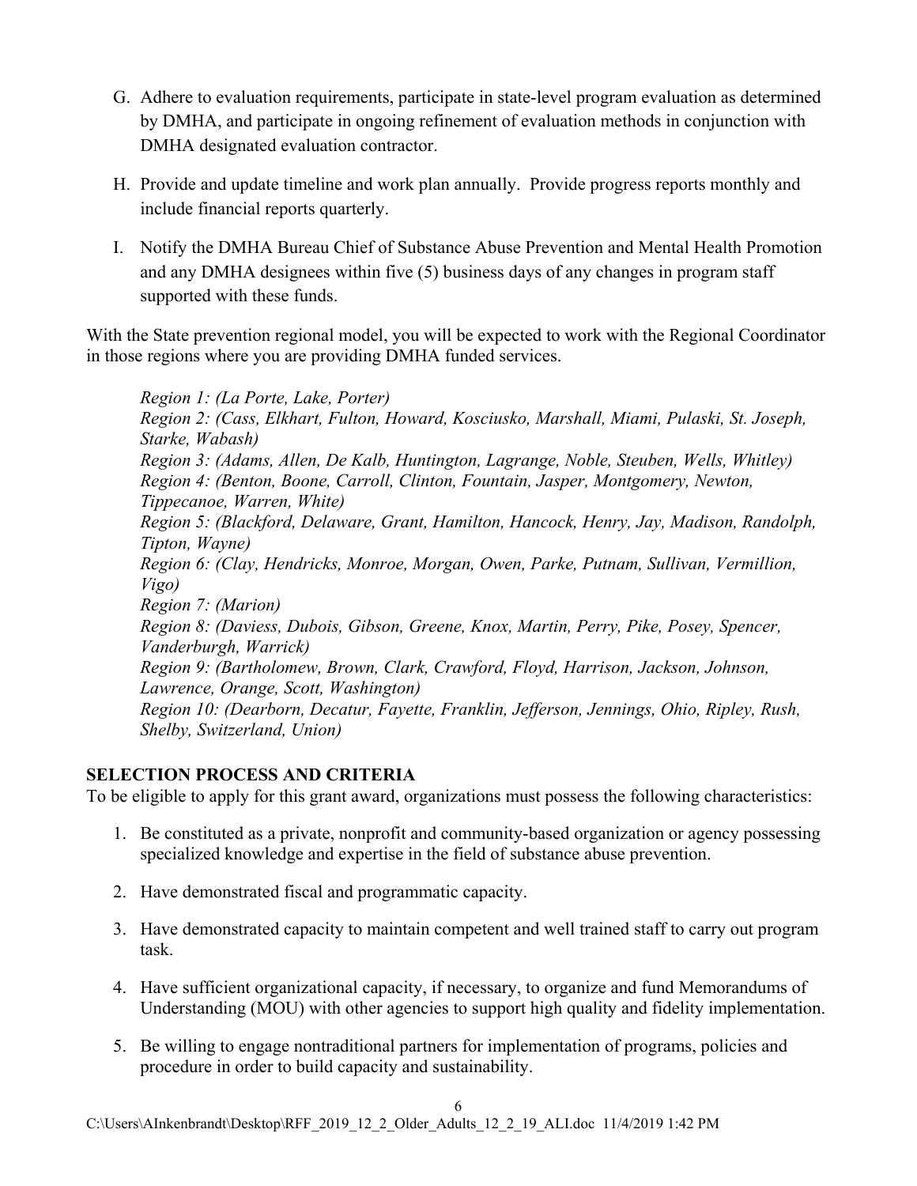G. Adhere to evaluation requirements, participate in state-level program evaluation as determined by DMHA, and participate in ongoing refinement of evaluation methods in conjunction with DMHA designated evaluation contractor.

H. Provide and update timeline and work plan annually. Provide progress reports monthly and include financial reports quarterly.

I. Notify the DMHA Bureau Chief of Substance Abuse Prevention and Mental Health Promotion and any DMHA designees within five (5) business days of any changes in program staff supported with these funds.

With the State prevention regional model, you will be expected to work with the Regional Coordinator in those regions where you are providing DMHA funded services.

*Region 1: (La Porte, Lake, Porter)*
*Region 2: (Cass, Elkhart, Fulton, Howard, Kosciusko, Marshall, Miami, Pulaski, St. Joseph, Starke, Wabash)*
*Region 3: (Adams, Allen, De Kalb, Huntington, Lagrange, Noble, Steuben, Wells, Whitley)*
*Region 4: (Benton, Boone, Carroll, Clinton, Fountain, Jasper, Montgomery, Newton, Tippecanoe, Warren, White)*
*Region 5: (Blackford, Delaware, Grant, Hamilton, Hancock, Henry, Jay, Madison, Randolph, Tipton, Wayne)*
*Region 6: (Clay, Hendricks, Monroe, Morgan, Owen, Parke, Putnam, Sullivan, Vermillion, Vigo)*
*Region 7: (Marion)*
*Region 8: (Daviess, Dubois, Gibson, Greene, Knox, Martin, Perry, Pike, Posey, Spencer, Vanderburgh, Warrick)*
*Region 9: (Bartholomew, Brown, Clark, Crawford, Floyd, Harrison, Jackson, Johnson, Lawrence, Orange, Scott, Washington)*
*Region 10: (Dearborn, Decatur, Fayette, Franklin, Jefferson, Jennings, Ohio, Ripley, Rush, Shelby, Switzerland, Union)*

## SELECTION PROCESS AND CRITERIA

To be eligible to apply for this grant award, organizations must possess the following characteristics:

1. Be constituted as a private, nonprofit and community-based organization or agency possessing specialized knowledge and expertise in the field of substance abuse prevention.

2. Have demonstrated fiscal and programmatic capacity.

3. Have demonstrated capacity to maintain competent and well trained staff to carry out program task.

4. Have sufficient organizational capacity, if necessary, to organize and fund Memorandums of Understanding (MOU) with other agencies to support high quality and fidelity implementation.

5. Be willing to engage nontraditional partners for implementation of programs, policies and procedure in order to build capacity and sustainability.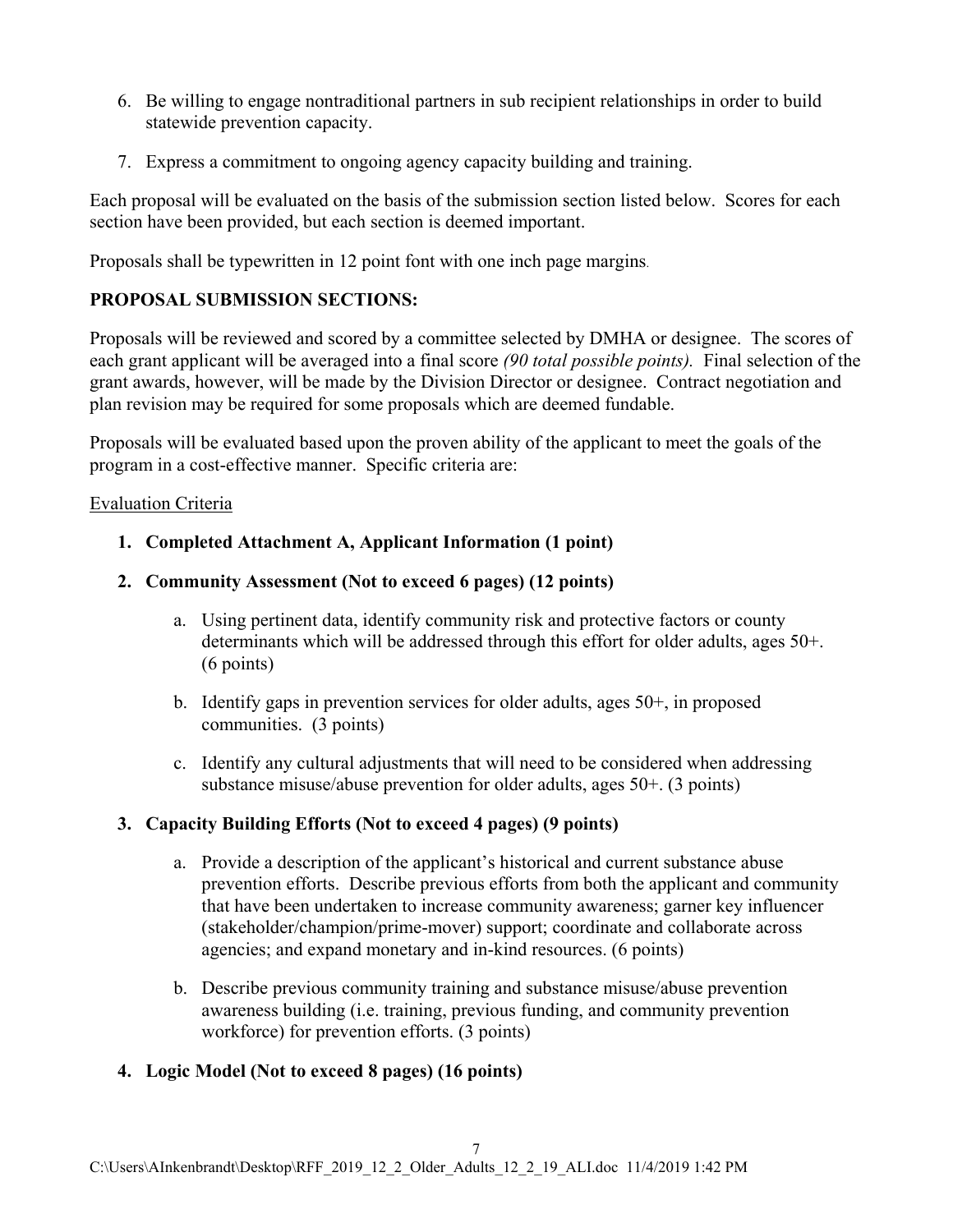6. Be willing to engage nontraditional partners in sub recipient relationships in order to build statewide prevention capacity.

7. Express a commitment to ongoing agency capacity building and training.

Each proposal will be evaluated on the basis of the submission section listed below. Scores for each section have been provided, but each section is deemed important.

Proposals shall be typewritten in 12 point font with one inch page margins.

**PROPOSAL SUBMISSION SECTIONS:**

Proposals will be reviewed and scored by a committee selected by DMHA or designee. The scores of each grant applicant will be averaged into a final score *(90 total possible points).* Final selection of the grant awards, however, will be made by the Division Director or designee. Contract negotiation and plan revision may be required for some proposals which are deemed fundable.

Proposals will be evaluated based upon the proven ability of the applicant to meet the goals of the program in a cost-effective manner. Specific criteria are:

<u>Evaluation Criteria</u>

1. **Completed Attachment A, Applicant Information (1 point)**

2. **Community Assessment (Not to exceed 6 pages) (12 points)**

   a. Using pertinent data, identify community risk and protective factors or county determinants which will be addressed through this effort for older adults, ages 50+. (6 points)

   b. Identify gaps in prevention services for older adults, ages 50+, in proposed communities. (3 points)

   c. Identify any cultural adjustments that will need to be considered when addressing substance misuse/abuse prevention for older adults, ages 50+. (3 points)

3. **Capacity Building Efforts (Not to exceed 4 pages) (9 points)**

   a. Provide a description of the applicant's historical and current substance abuse prevention efforts. Describe previous efforts from both the applicant and community that have been undertaken to increase community awareness; garner key influencer (stakeholder/champion/prime-mover) support; coordinate and collaborate across agencies; and expand monetary and in-kind resources. (6 points)

   b. Describe previous community training and substance misuse/abuse prevention awareness building (i.e. training, previous funding, and community prevention workforce) for prevention efforts. (3 points)

4. **Logic Model (Not to exceed 8 pages) (16 points)**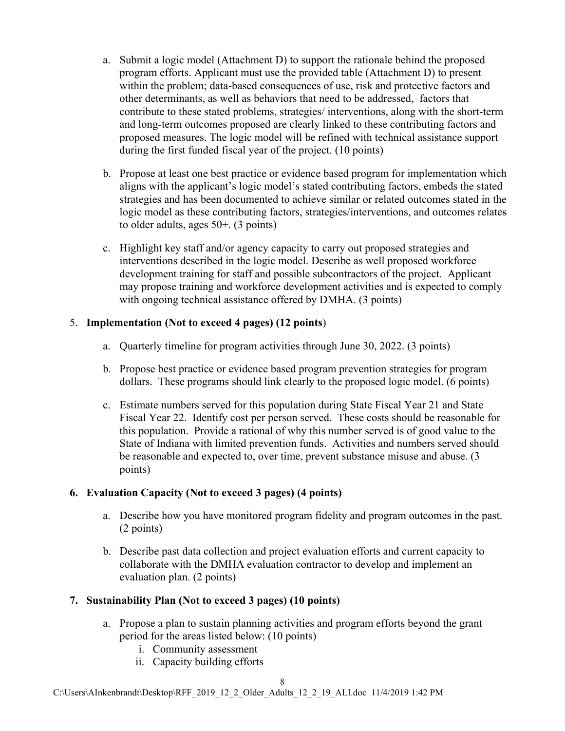a. Submit a logic model (Attachment D) to support the rationale behind the proposed program efforts. Applicant must use the provided table (Attachment D) to present within the problem; data-based consequences of use, risk and protective factors and other determinants, as well as behaviors that need to be addressed, factors that contribute to these stated problems, strategies/ interventions, along with the short-term and long-term outcomes proposed are clearly linked to these contributing factors and proposed measures. The logic model will be refined with technical assistance support during the first funded fiscal year of the project. (10 points)

b. Propose at least one best practice or evidence based program for implementation which aligns with the applicant's logic model's stated contributing factors, embeds the stated strategies and has been documented to achieve similar or related outcomes stated in the logic model as these contributing factors, strategies/interventions, and outcomes relates to older adults, ages 50+. (3 points)

c. Highlight key staff and/or agency capacity to carry out proposed strategies and interventions described in the logic model. Describe as well proposed workforce development training for staff and possible subcontractors of the project. Applicant may propose training and workforce development activities and is expected to comply with ongoing technical assistance offered by DMHA. (3 points)

5. **Implementation (Not to exceed 4 pages) (12 points**)

   a. Quarterly timeline for program activities through June 30, 2022. (3 points)

   b. Propose best practice or evidence based program prevention strategies for program dollars. These programs should link clearly to the proposed logic model. (6 points)

   c. Estimate numbers served for this population during State Fiscal Year 21 and State Fiscal Year 22. Identify cost per person served. These costs should be reasonable for this population. Provide a rational of why this number served is of good value to the State of Indiana with limited prevention funds. Activities and numbers served should be reasonable and expected to, over time, prevent substance misuse and abuse. (3 points)

6. **Evaluation Capacity (Not to exceed 3 pages) (4 points)**

   a. Describe how you have monitored program fidelity and program outcomes in the past. (2 points)

   b. Describe past data collection and project evaluation efforts and current capacity to collaborate with the DMHA evaluation contractor to develop and implement an evaluation plan. (2 points)

7. **Sustainability Plan (Not to exceed 3 pages) (10 points)**

   a. Propose a plan to sustain planning activities and program efforts beyond the grant period for the areas listed below: (10 points)
      i. Community assessment
      ii. Capacity building efforts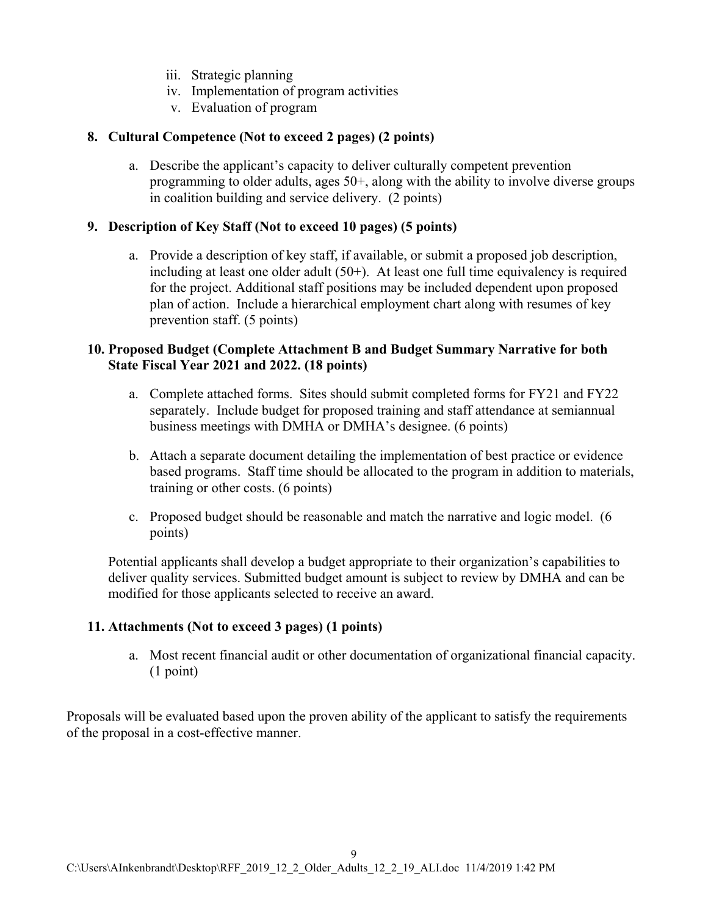iii. Strategic planning
iv. Implementation of program activities
v. Evaluation of program

**8. Cultural Competence (Not to exceed 2 pages) (2 points)**

a. Describe the applicant's capacity to deliver culturally competent prevention programming to older adults, ages 50+, along with the ability to involve diverse groups in coalition building and service delivery. (2 points)

**9. Description of Key Staff (Not to exceed 10 pages) (5 points)**

a. Provide a description of key staff, if available, or submit a proposed job description, including at least one older adult (50+). At least one full time equivalency is required for the project. Additional staff positions may be included dependent upon proposed plan of action. Include a hierarchical employment chart along with resumes of key prevention staff. (5 points)

**10. Proposed Budget (Complete Attachment B and Budget Summary Narrative for both State Fiscal Year 2021 and 2022. (18 points)**

a. Complete attached forms. Sites should submit completed forms for FY21 and FY22 separately. Include budget for proposed training and staff attendance at semiannual business meetings with DMHA or DMHA's designee. (6 points)

b. Attach a separate document detailing the implementation of best practice or evidence based programs. Staff time should be allocated to the program in addition to materials, training or other costs. (6 points)

c. Proposed budget should be reasonable and match the narrative and logic model. (6 points)

Potential applicants shall develop a budget appropriate to their organization's capabilities to deliver quality services. Submitted budget amount is subject to review by DMHA and can be modified for those applicants selected to receive an award.

**11. Attachments (Not to exceed 3 pages) (1 points)**

a. Most recent financial audit or other documentation of organizational financial capacity. (1 point)

Proposals will be evaluated based upon the proven ability of the applicant to satisfy the requirements of the proposal in a cost-effective manner.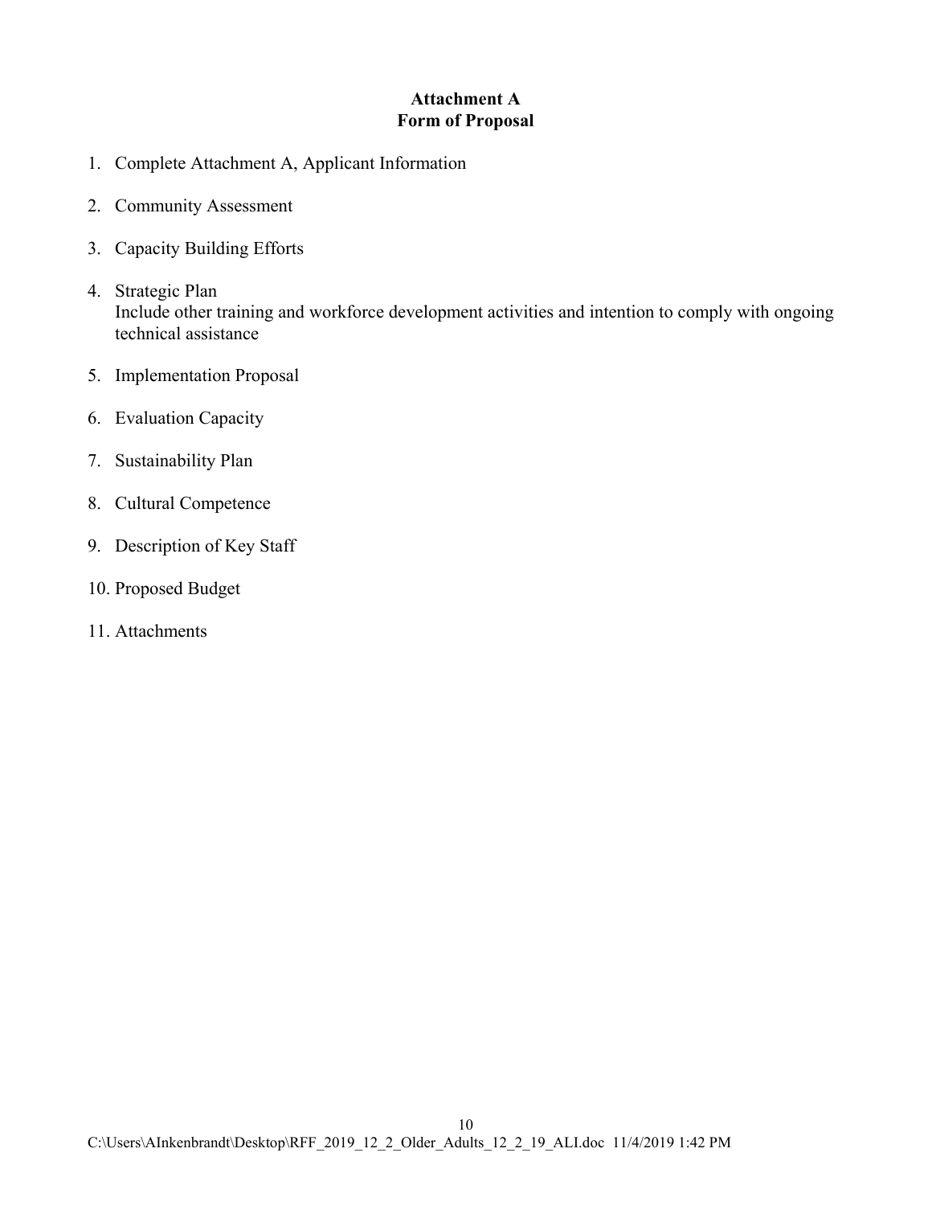## Attachment A
## Form of Proposal

1. Complete Attachment A, Applicant Information
2. Community Assessment
3. Capacity Building Efforts
4. Strategic Plan
   Include other training and workforce development activities and intention to comply with ongoing technical assistance
5. Implementation Proposal
6. Evaluation Capacity
7. Sustainability Plan
8. Cultural Competence
9. Description of Key Staff
10. Proposed Budget
11. Attachments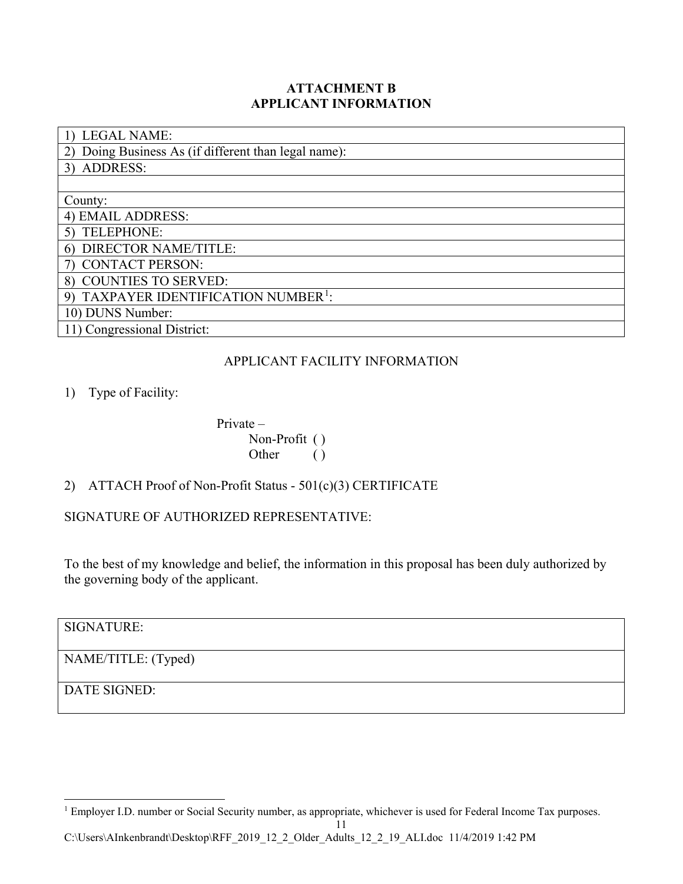## ATTACHMENT B
## APPLICANT INFORMATION

| 1) LEGAL NAME: |
|---|
| 2) Doing Business As (if different than legal name): |
| 3) ADDRESS: |
| |
| County: |
| 4) EMAIL ADDRESS: |
| 5) TELEPHONE: |
| 6) DIRECTOR NAME/TITLE: |
| 7) CONTACT PERSON: |
| 8) COUNTIES TO SERVED: |
| 9) TAXPAYER IDENTIFICATION NUMBER[1]: |
| 10) DUNS Number: |
| 11) Congressional District: |

APPLICANT FACILITY INFORMATION

1) Type of Facility:

    Private –
        Non-Profit ( )
        Other ( )

2) ATTACH Proof of Non-Profit Status - 501(c)(3) CERTIFICATE

SIGNATURE OF AUTHORIZED REPRESENTATIVE:

To the best of my knowledge and belief, the information in this proposal has been duly authorized by the governing body of the applicant.

| SIGNATURE: |
|---|
| NAME/TITLE: (Typed) |
| DATE SIGNED: |

[1] Employer I.D. number or Social Security number, as appropriate, whichever is used for Federal Income Tax purposes.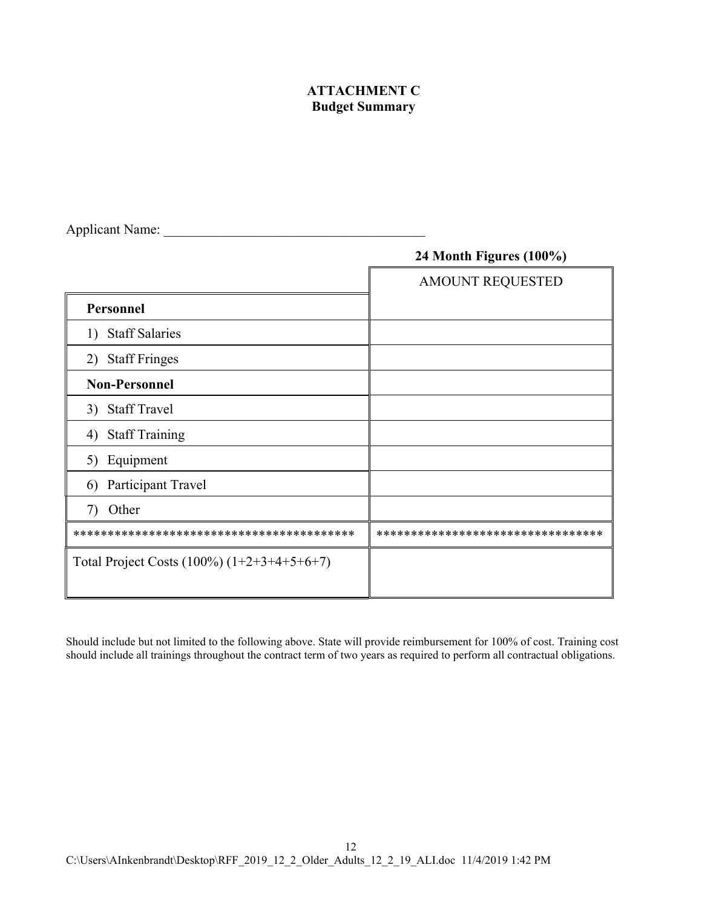**ATTACHMENT C**
**Budget Summary**

Applicant Name: ______________________________________

| | **24 Month Figures (100%)** |
|---|---|
| | AMOUNT REQUESTED |
| **Personnel** | |
| 1) Staff Salaries | |
| 2) Staff Fringes | |
| **Non-Personnel** | |
| 3) Staff Travel | |
| 4) Staff Training | |
| 5) Equipment | |
| 6) Participant Travel | |
| 7) Other | |
| *************************************** | ******************************** |
| Total Project Costs (100%) (1+2+3+4+5+6+7) | |

Should include but not limited to the following above. State will provide reimbursement for 100% of cost. Training cost should include all trainings throughout the contract term of two years as required to perform all contractual obligations.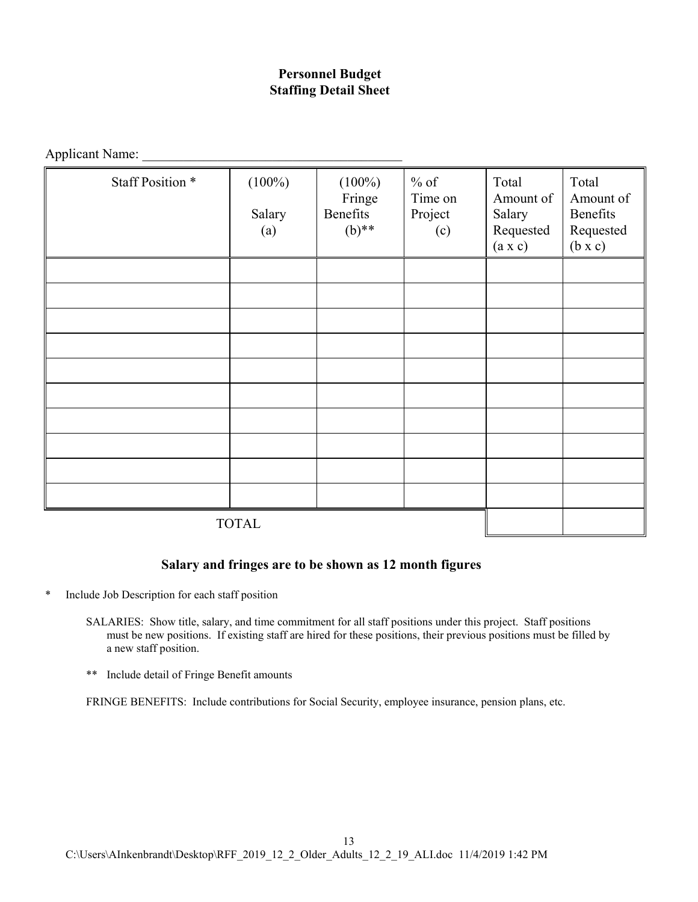# Personnel Budget
## Staffing Detail Sheet

Applicant Name: ______________________________________

| Staff Position * | (100%) Salary (a) | (100%) Fringe Benefits (b)** | % of Time on Project (c) | Total Amount of Salary Requested (a x c) | Total Amount of Benefits Requested (b x c) |
|---|---|---|---|---|---|
| | | | | | |
| | | | | | |
| | | | | | |
| | | | | | |
| | | | | | |
| | | | | | |
| | | | | | |
| | | | | | |
| | | | | | |
| | | | | | |
| TOTAL | | | | | |

**Salary and fringes are to be shown as 12 month figures**

\* Include Job Description for each staff position

SALARIES: Show title, salary, and time commitment for all staff positions under this project. Staff positions must be new positions. If existing staff are hired for these positions, their previous positions must be filled by a new staff position.

\*\* Include detail of Fringe Benefit amounts

FRINGE BENEFITS: Include contributions for Social Security, employee insurance, pension plans, etc.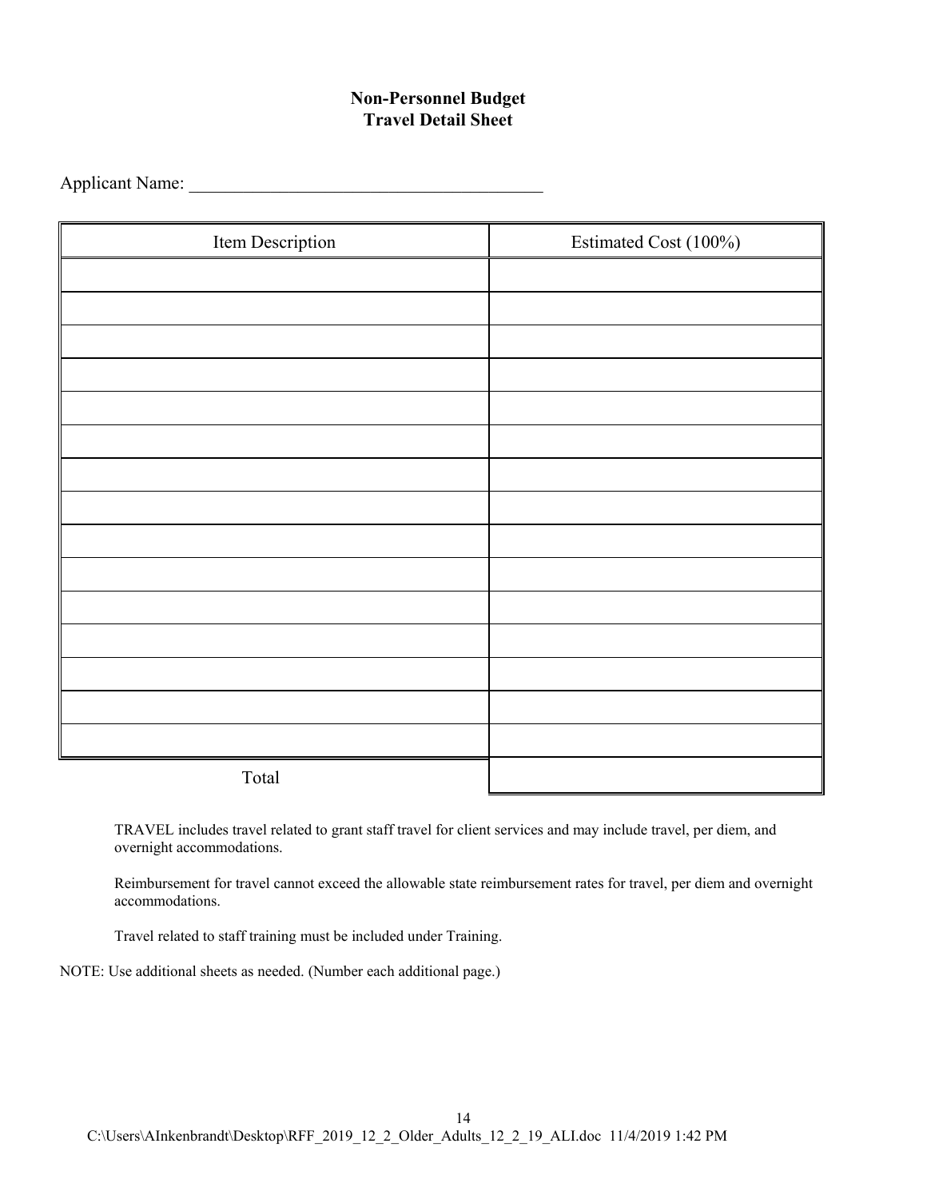## Non-Personnel Budget
## Travel Detail Sheet

Applicant Name: ________________________________________

| Item Description | Estimated Cost (100%) |
|---|---|
| | |
| | |
| | |
| | |
| | |
| | |
| | |
| | |
| | |
| | |
| | |
| | |
| | |
| | |
| | |
| Total | |

TRAVEL includes travel related to grant staff travel for client services and may include travel, per diem, and overnight accommodations.

Reimbursement for travel cannot exceed the allowable state reimbursement rates for travel, per diem and overnight accommodations.

Travel related to staff training must be included under Training.

NOTE: Use additional sheets as needed. (Number each additional page.)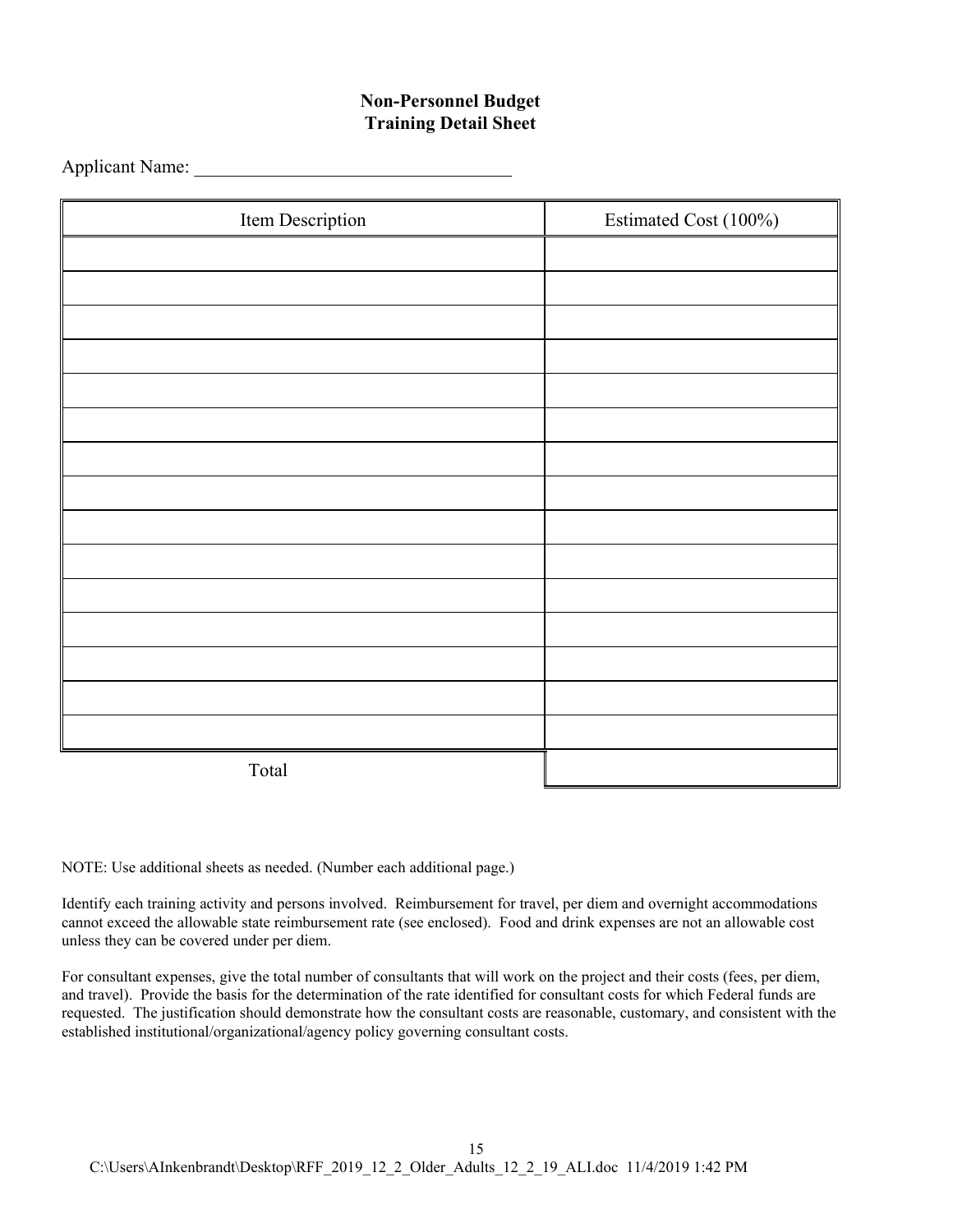## Non-Personnel Budget
## Training Detail Sheet

Applicant Name: ___________________________________

| Item Description | Estimated Cost (100%) |
|---|---|
| | |
| | |
| | |
| | |
| | |
| | |
| | |
| | |
| | |
| | |
| | |
| | |
| | |
| | |
| | |
| Total | |

NOTE: Use additional sheets as needed. (Number each additional page.)

Identify each training activity and persons involved. Reimbursement for travel, per diem and overnight accommodations cannot exceed the allowable state reimbursement rate (see enclosed). Food and drink expenses are not an allowable cost unless they can be covered under per diem.

For consultant expenses, give the total number of consultants that will work on the project and their costs (fees, per diem, and travel). Provide the basis for the determination of the rate identified for consultant costs for which Federal funds are requested. The justification should demonstrate how the consultant costs are reasonable, customary, and consistent with the established institutional/organizational/agency policy governing consultant costs.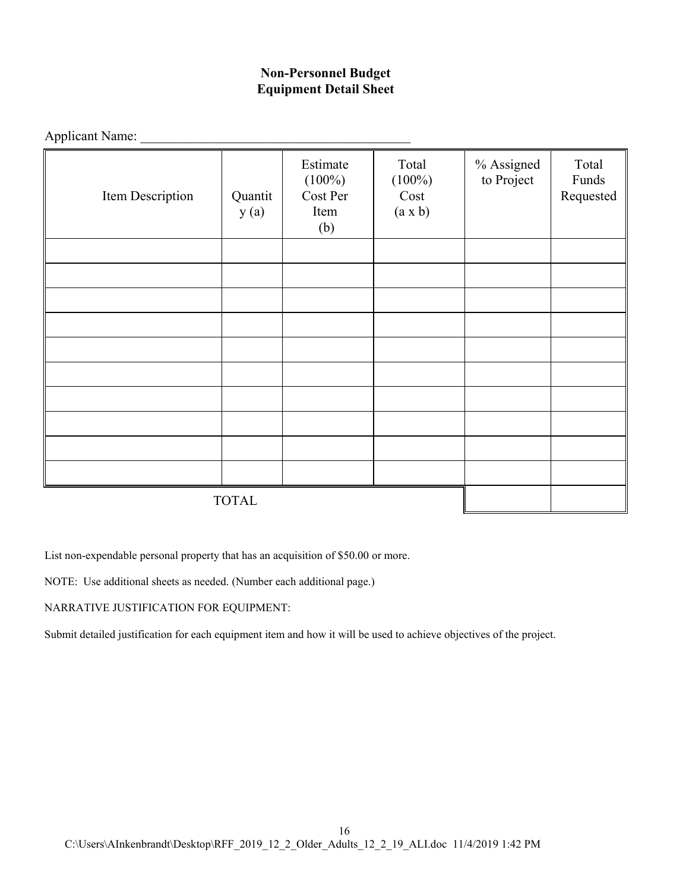**Non-Personnel Budget**
**Equipment Detail Sheet**

Applicant Name: ________________________________________

| Item Description | Quantity (a) | Estimate (100%) Cost Per Item (b) | Total (100%) Cost (a x b) | % Assigned to Project | Total Funds Requested |
|---|---|---|---|---|---|
| | | | | | |
| | | | | | |
| | | | | | |
| | | | | | |
| | | | | | |
| | | | | | |
| | | | | | |
| | | | | | |
| | | | | | |
| | | | | | |
| TOTAL | | | | | |

List non-expendable personal property that has an acquisition of $50.00 or more.

NOTE: Use additional sheets as needed. (Number each additional page.)

NARRATIVE JUSTIFICATION FOR EQUIPMENT:

Submit detailed justification for each equipment item and how it will be used to achieve objectives of the project.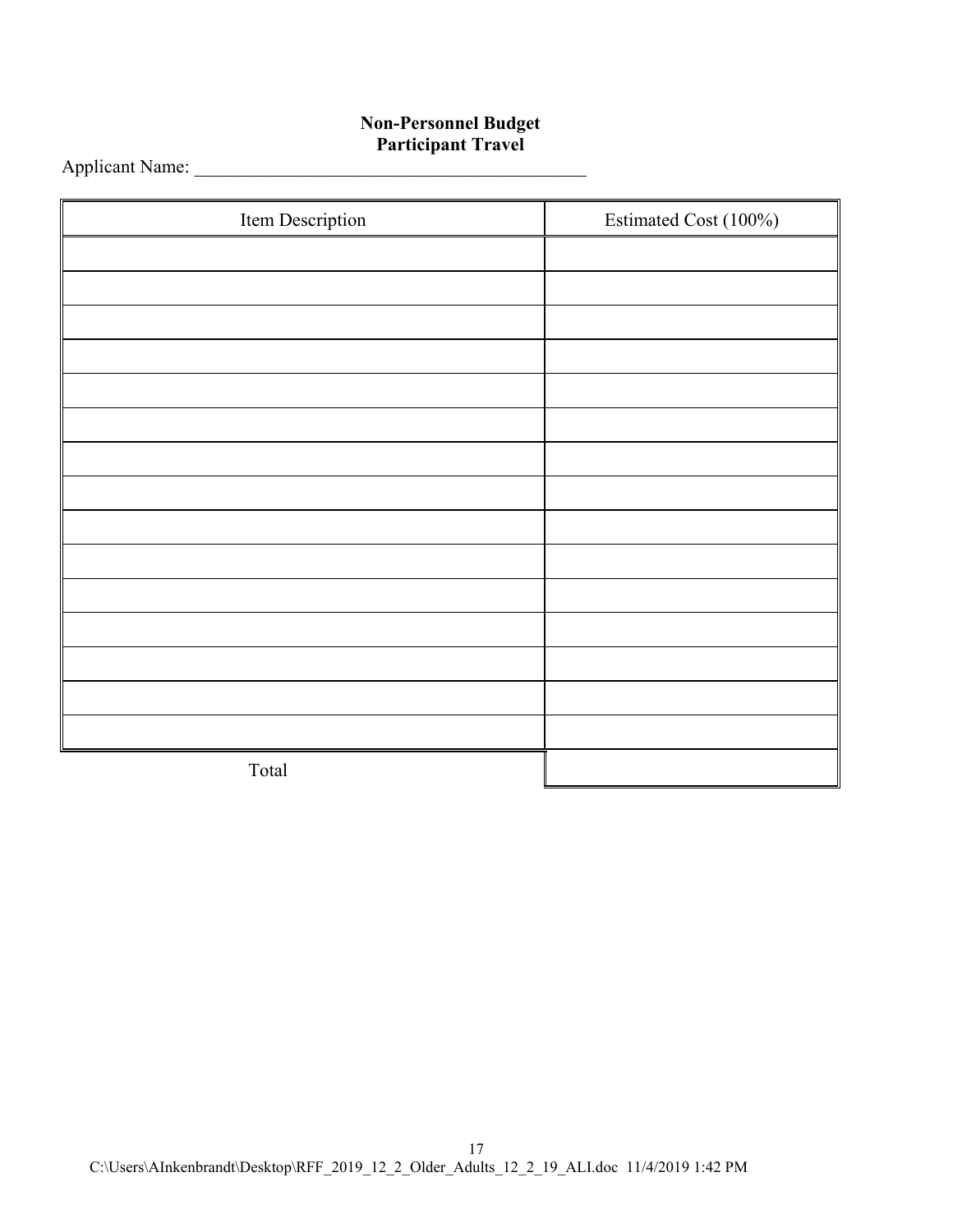**Non-Personnel Budget**
**Participant Travel**

Applicant Name: ___________________________________________

| Item Description | Estimated Cost (100%) |
|---|---|
| | |
| | |
| | |
| | |
| | |
| | |
| | |
| | |
| | |
| | |
| | |
| | |
| | |
| | |
| | |
| Total | |

C:\Users\AInkenbrandt\Desktop\RFF_2019_12_2_Older_Adults_12_2_19_ALI.doc 11/4/2019 1:42 PM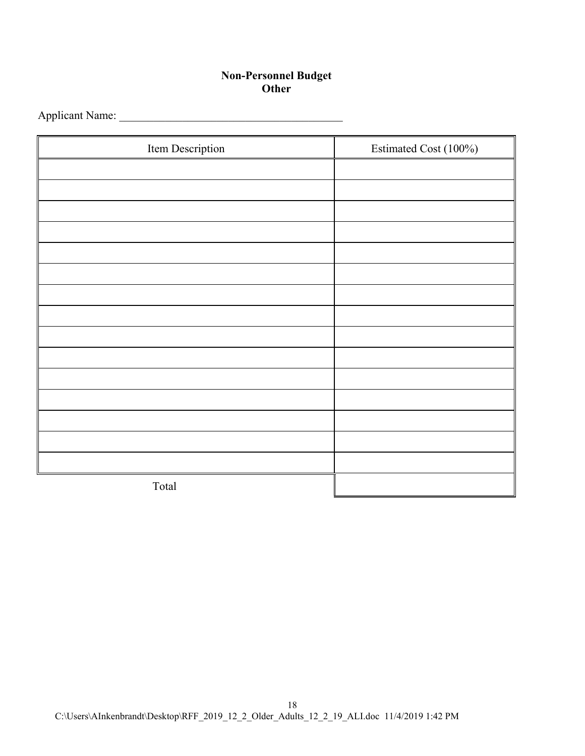**Non-Personnel Budget**
**Other**

Applicant Name: _______________________________________

| Item Description | Estimated Cost (100%) |
| --- | --- |
| | |
| | |
| | |
| | |
| | |
| | |
| | |
| | |
| | |
| | |
| | |
| | |
| | |
| | |
| | |
| Total | |

C:\Users\AInkenbrandt\Desktop\RFF_2019_12_2_Older_Adults_12_2_19_ALI.doc 11/4/2019 1:42 PM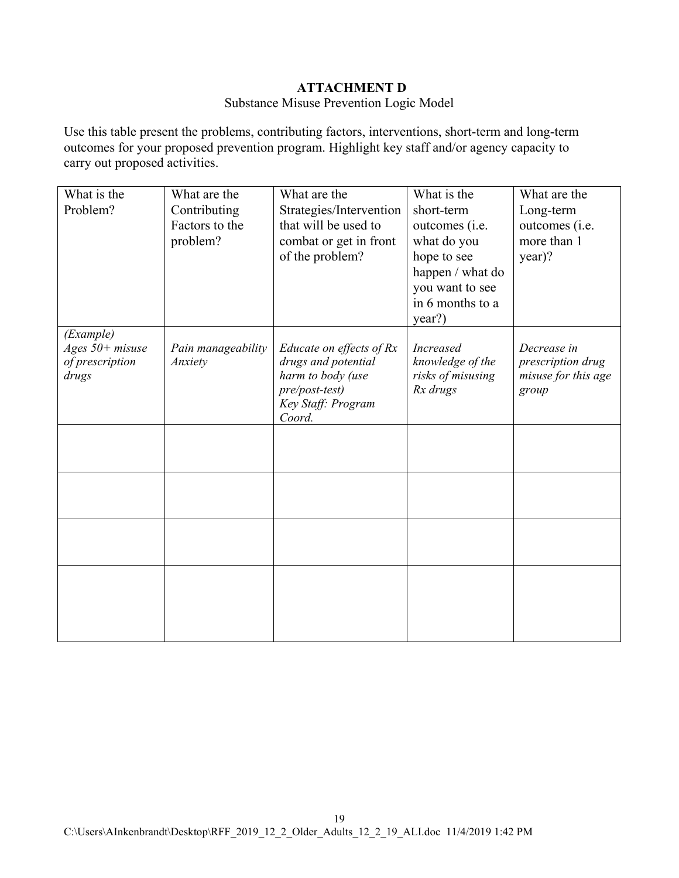**ATTACHMENT D**

Substance Misuse Prevention Logic Model

Use this table present the problems, contributing factors, interventions, short-term and long-term outcomes for your proposed prevention program. Highlight key staff and/or agency capacity to carry out proposed activities.

| What is the Problem? | What are the Contributing Factors to the problem? | What are the Strategies/Intervention that will be used to combat or get in front of the problem? | What is the short-term outcomes (i.e. what do you hope to see happen / what do you want to see in 6 months to a year?) | What are the Long-term outcomes (i.e. more than 1 year)? |
|---|---|---|---|---|
| *(Example) Ages 50+ misuse of prescription drugs* | *Pain manageability Anxiety* | *Educate on effects of Rx drugs and potential harm to body (use pre/post-test) Key Staff: Program Coord.* | *Increased knowledge of the risks of misusing Rx drugs* | *Decrease in prescription drug misuse for this age group* |
| | | | | |
| | | | | |
| | | | | |
| | | | | |

C:\Users\AInkenbrandt\Desktop\RFF_2019_12_2_Older_Adults_12_2_19_ALI.doc 11/4/2019 1:42 PM